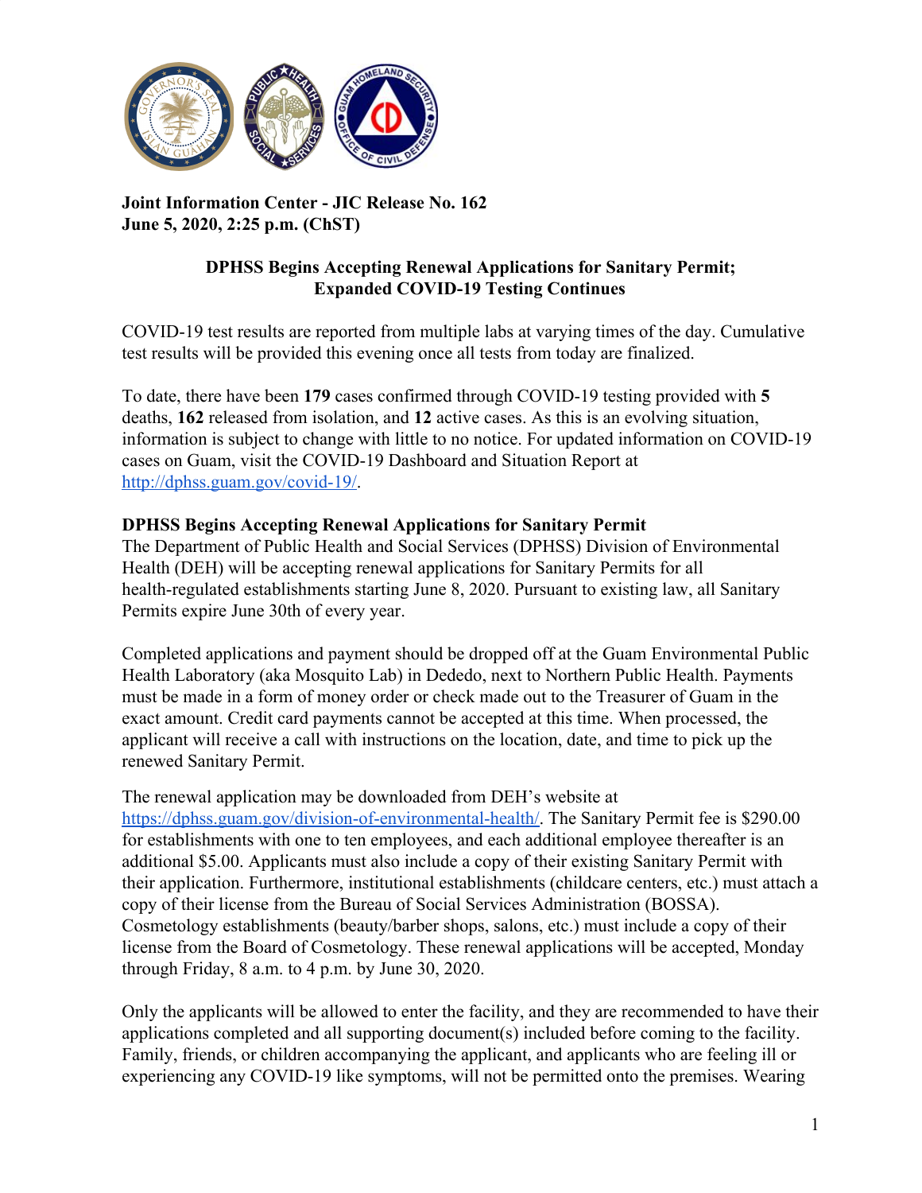**Joint Information Center - JIC Release No. 162**
**June 5, 2020, 2:25 p.m. (ChST)**

## DPHSS Begins Accepting Renewal Applications for Sanitary Permit; Expanded COVID-19 Testing Continues

COVID-19 test results are reported from multiple labs at varying times of the day. Cumulative test results will be provided this evening once all tests from today are finalized.

To date, there have been **179** cases confirmed through COVID-19 testing provided with **5** deaths, **162** released from isolation, and **12** active cases. As this is an evolving situation, information is subject to change with little to no notice. For updated information on COVID-19 cases on Guam, visit the COVID-19 Dashboard and Situation Report at [http://dphss.guam.gov/covid-19/](http://dphss.guam.gov/covid-19/).

### DPHSS Begins Accepting Renewal Applications for Sanitary Permit

The Department of Public Health and Social Services (DPHSS) Division of Environmental Health (DEH) will be accepting renewal applications for Sanitary Permits for all health-regulated establishments starting June 8, 2020. Pursuant to existing law, all Sanitary Permits expire June 30th of every year.

Completed applications and payment should be dropped off at the Guam Environmental Public Health Laboratory (aka Mosquito Lab) in Dededo, next to Northern Public Health. Payments must be made in a form of money order or check made out to the Treasurer of Guam in the exact amount. Credit card payments cannot be accepted at this time. When processed, the applicant will receive a call with instructions on the location, date, and time to pick up the renewed Sanitary Permit.

The renewal application may be downloaded from DEH's website at [https://dphss.guam.gov/division-of-environmental-health/](https://dphss.guam.gov/division-of-environmental-health/). The Sanitary Permit fee is $290.00 for establishments with one to ten employees, and each additional employee thereafter is an additional $5.00. Applicants must also include a copy of their existing Sanitary Permit with their application. Furthermore, institutional establishments (childcare centers, etc.) must attach a copy of their license from the Bureau of Social Services Administration (BOSSA). Cosmetology establishments (beauty/barber shops, salons, etc.) must include a copy of their license from the Board of Cosmetology. These renewal applications will be accepted, Monday through Friday, 8 a.m. to 4 p.m. by June 30, 2020.

Only the applicants will be allowed to enter the facility, and they are recommended to have their applications completed and all supporting document(s) included before coming to the facility. Family, friends, or children accompanying the applicant, and applicants who are feeling ill or experiencing any COVID-19 like symptoms, will not be permitted onto the premises. Wearing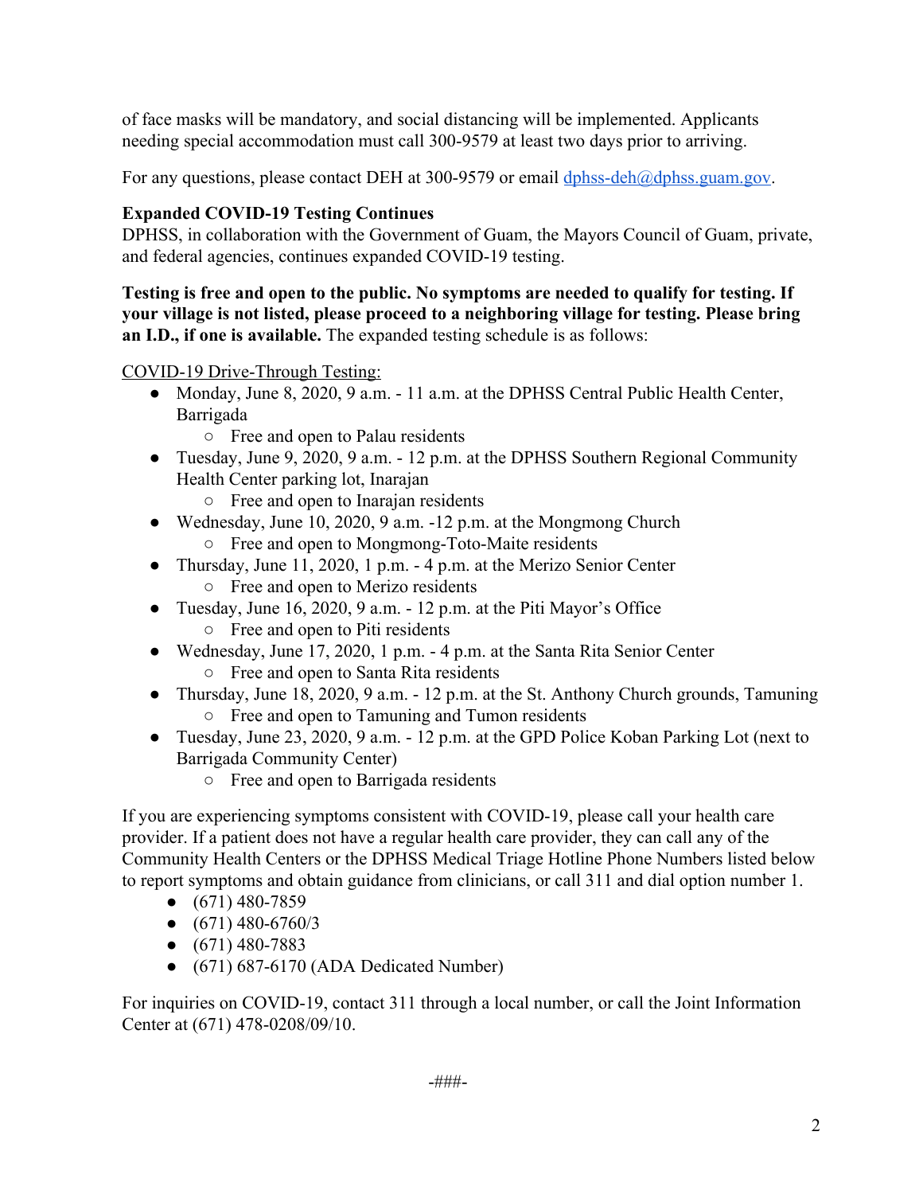of face masks will be mandatory, and social distancing will be implemented. Applicants needing special accommodation must call 300-9579 at least two days prior to arriving.

For any questions, please contact DEH at 300-9579 or email dphss-deh@dphss.guam.gov.

**Expanded COVID-19 Testing Continues**

DPHSS, in collaboration with the Government of Guam, the Mayors Council of Guam, private, and federal agencies, continues expanded COVID-19 testing.

**Testing is free and open to the public. No symptoms are needed to qualify for testing. If your village is not listed, please proceed to a neighboring village for testing. Please bring an I.D., if one is available.** The expanded testing schedule is as follows:

COVID-19 Drive-Through Testing:

- Monday, June 8, 2020, 9 a.m. - 11 a.m. at the DPHSS Central Public Health Center, Barrigada
  - Free and open to Palau residents
- Tuesday, June 9, 2020, 9 a.m. - 12 p.m. at the DPHSS Southern Regional Community Health Center parking lot, Inarajan
  - Free and open to Inarajan residents
- Wednesday, June 10, 2020, 9 a.m. -12 p.m. at the Mongmong Church
  - Free and open to Mongmong-Toto-Maite residents
- Thursday, June 11, 2020, 1 p.m. - 4 p.m. at the Merizo Senior Center
  - Free and open to Merizo residents
- Tuesday, June 16, 2020, 9 a.m. - 12 p.m. at the Piti Mayor's Office
  - Free and open to Piti residents
- Wednesday, June 17, 2020, 1 p.m. - 4 p.m. at the Santa Rita Senior Center
  - Free and open to Santa Rita residents
- Thursday, June 18, 2020, 9 a.m. - 12 p.m. at the St. Anthony Church grounds, Tamuning
  - Free and open to Tamuning and Tumon residents
- Tuesday, June 23, 2020, 9 a.m. - 12 p.m. at the GPD Police Koban Parking Lot (next to Barrigada Community Center)
  - Free and open to Barrigada residents

If you are experiencing symptoms consistent with COVID-19, please call your health care provider. If a patient does not have a regular health care provider, they can call any of the Community Health Centers or the DPHSS Medical Triage Hotline Phone Numbers listed below to report symptoms and obtain guidance from clinicians, or call 311 and dial option number 1.

- (671) 480-7859
- (671) 480-6760/3
- (671) 480-7883
- (671) 687-6170 (ADA Dedicated Number)

For inquiries on COVID-19, contact 311 through a local number, or call the Joint Information Center at (671) 478-0208/09/10.

-###-